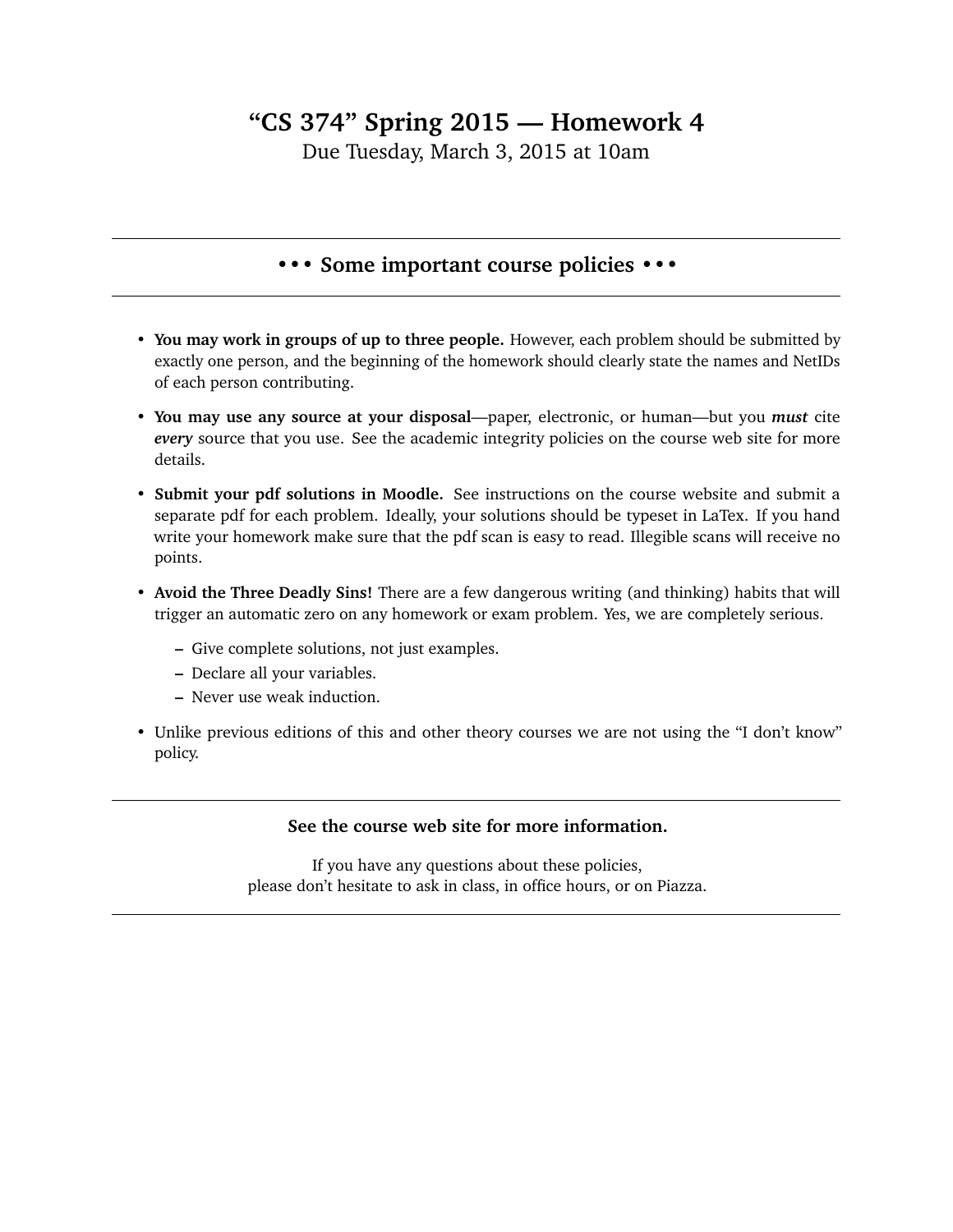# "CS 374" Spring 2015 — Homework 4

Due Tuesday, March 3, 2015 at 10am

---

## • • • Some important course policies • • •

---

- **You may work in groups of up to three people.** However, each problem should be submitted by exactly one person, and the beginning of the homework should clearly state the names and NetIDs of each person contributing.
- **You may use any source at your disposal**—paper, electronic, or human—but you ***must*** cite ***every*** source that you use. See the academic integrity policies on the course web site for more details.
- **Submit your pdf solutions in Moodle.** See instructions on the course website and submit a separate pdf for each problem. Ideally, your solutions should be typeset in LaTex. If you hand write your homework make sure that the pdf scan is easy to read. Illegible scans will receive no points.
- **Avoid the Three Deadly Sins!** There are a few dangerous writing (and thinking) habits that will trigger an automatic zero on any homework or exam problem. Yes, we are completely serious.
  - Give complete solutions, not just examples.
  - Declare all your variables.
  - Never use weak induction.
- Unlike previous editions of this and other theory courses we are not using the "I don't know" policy.

---

**See the course web site for more information.**

If you have any questions about these policies,
please don't hesitate to ask in class, in office hours, or on Piazza.

---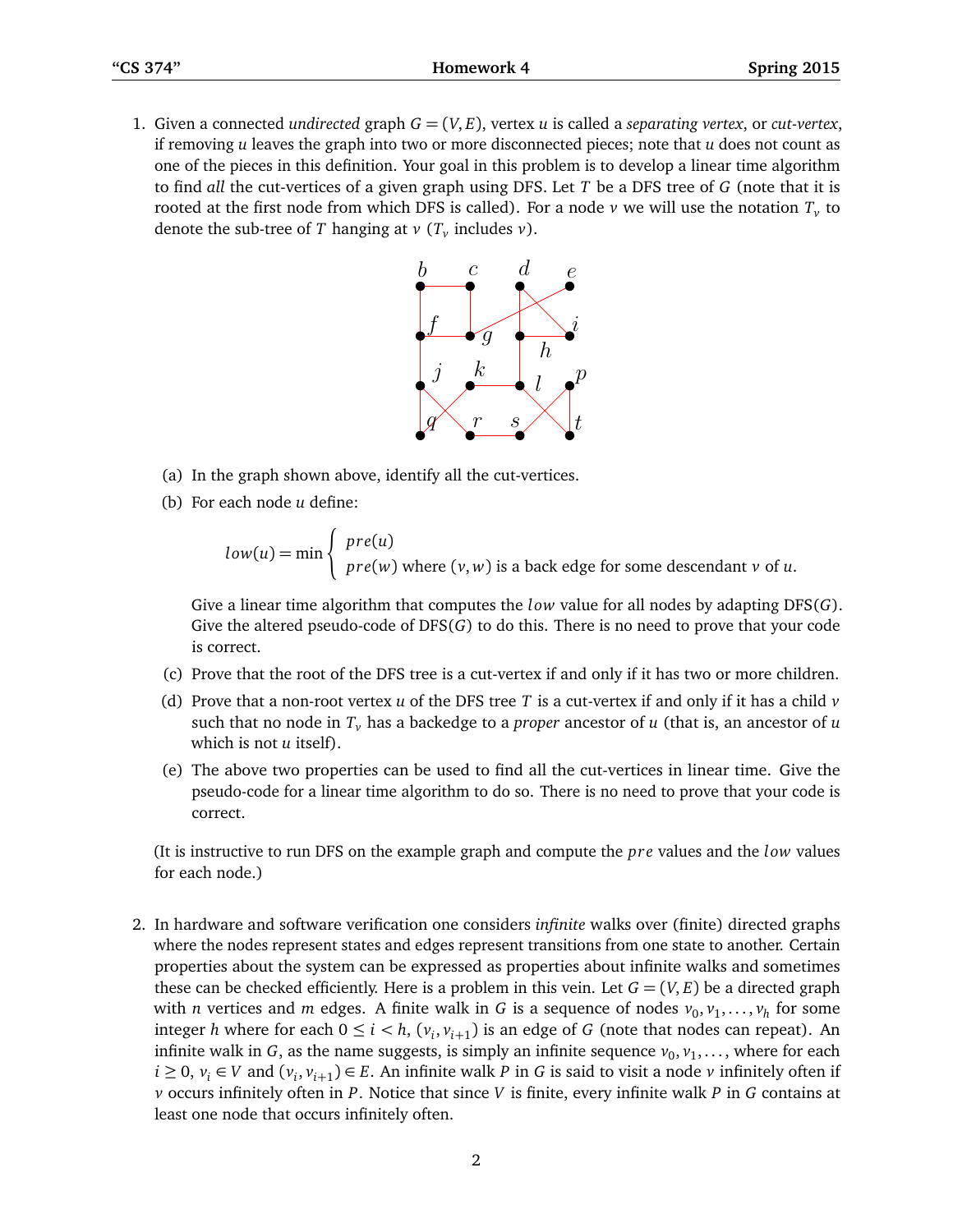1. Given a connected *undirected* graph $G = (V, E)$, vertex $u$ is called a *separating vertex*, or *cut-vertex*, if removing $u$ leaves the graph into two or more disconnected pieces; note that $u$ does not count as one of the pieces in this definition. Your goal in this problem is to develop a linear time algorithm to find *all* the cut-vertices of a given graph using DFS. Let $T$ be a DFS tree of $G$ (note that it is rooted at the first node from which DFS is called). For a node $v$ we will use the notation $T_v$ to denote the sub-tree of $T$ hanging at $v$ ($T_v$ includes $v$).

   (a) In the graph shown above, identify all the cut-vertices.

   (b) For each node $u$ define:

   $$low(u) = \min \begin{cases} pre(u) \\ pre(w) \text{ where } (v, w) \text{ is a back edge for some descendant } v \text{ of } u. \end{cases}$$

   Give a linear time algorithm that computes the $low$ value for all nodes by adapting DFS($G$). Give the altered pseudo-code of DFS($G$) to do this. There is no need to prove that your code is correct.

   (c) Prove that the root of the DFS tree is a cut-vertex if and only if it has two or more children.

   (d) Prove that a non-root vertex $u$ of the DFS tree $T$ is a cut-vertex if and only if it has a child $v$ such that no node in $T_v$ has a backedge to a *proper* ancestor of $u$ (that is, an ancestor of $u$ which is not $u$ itself).

   (e) The above two properties can be used to find all the cut-vertices in linear time. Give the pseudo-code for a linear time algorithm to do so. There is no need to prove that your code is correct.

   (It is instructive to run DFS on the example graph and compute the $pre$ values and the $low$ values for each node.)

2. In hardware and software verification one considers *infinite* walks over (finite) directed graphs where the nodes represent states and edges represent transitions from one state to another. Certain properties about the system can be expressed as properties about infinite walks and sometimes these can be checked efficiently. Here is a problem in this vein. Let $G = (V, E)$ be a directed graph with $n$ vertices and $m$ edges. A finite walk in $G$ is a sequence of nodes $v_0, v_1, \ldots, v_h$ for some integer $h$ where for each $0 \le i < h$, $(v_i, v_{i+1})$ is an edge of $G$ (note that nodes can repeat). An infinite walk in $G$, as the name suggests, is simply an infinite sequence $v_0, v_1, \ldots,$ where for each $i \ge 0$, $v_i \in V$ and $(v_i, v_{i+1}) \in E$. An infinite walk $P$ in $G$ is said to visit a node $v$ infinitely often if $v$ occurs infinitely often in $P$. Notice that since $V$ is finite, every infinite walk $P$ in $G$ contains at least one node that occurs infinitely often.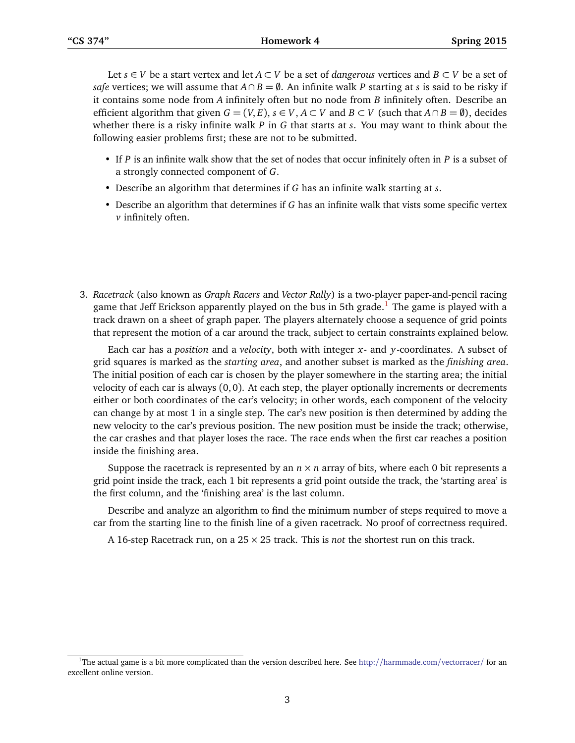Let $s \in V$ be a start vertex and let $A \subset V$ be a set of *dangerous* vertices and $B \subset V$ be a set of *safe* vertices; we will assume that $A \cap B = \emptyset$. An infinite walk $P$ starting at $s$ is said to be risky if it contains some node from $A$ infinitely often but no node from $B$ infinitely often. Describe an efficient algorithm that given $G = (V, E)$, $s \in V$, $A \subset V$ and $B \subset V$ (such that $A \cap B = \emptyset$), decides whether there is a risky infinite walk $P$ in $G$ that starts at $s$. You may want to think about the following easier problems first; these are not to be submitted.

- If $P$ is an infinite walk show that the set of nodes that occur infinitely often in $P$ is a subset of a strongly connected component of $G$.
- Describe an algorithm that determines if $G$ has an infinite walk starting at $s$.
- Describe an algorithm that determines if $G$ has an infinite walk that vists some specific vertex $v$ infinitely often.

3. *Racetrack* (also known as *Graph Racers* and *Vector Rally*) is a two-player paper-and-pencil racing game that Jeff Erickson apparently played on the bus in 5th grade.[1] The game is played with a track drawn on a sheet of graph paper. The players alternately choose a sequence of grid points that represent the motion of a car around the track, subject to certain constraints explained below.

   Each car has a *position* and a *velocity*, both with integer $x$- and $y$-coordinates. A subset of grid squares is marked as the *starting area*, and another subset is marked as the *finishing area*. The initial position of each car is chosen by the player somewhere in the starting area; the initial velocity of each car is always $(0, 0)$. At each step, the player optionally increments or decrements either or both coordinates of the car's velocity; in other words, each component of the velocity can change by at most 1 in a single step. The car's new position is then determined by adding the new velocity to the car's previous position. The new position must be inside the track; otherwise, the car crashes and that player loses the race. The race ends when the first car reaches a position inside the finishing area.

   Suppose the racetrack is represented by an $n \times n$ array of bits, where each 0 bit represents a grid point inside the track, each 1 bit represents a grid point outside the track, the 'starting area' is the first column, and the 'finishing area' is the last column.

   Describe and analyze an algorithm to find the minimum number of steps required to move a car from the starting line to the finish line of a given racetrack. No proof of correctness required.

   A 16-step Racetrack run, on a $25 \times 25$ track. This is *not* the shortest run on this track.

[1]The actual game is a bit more complicated than the version described here. See http://harmmade.com/vectorracer/ for an excellent online version.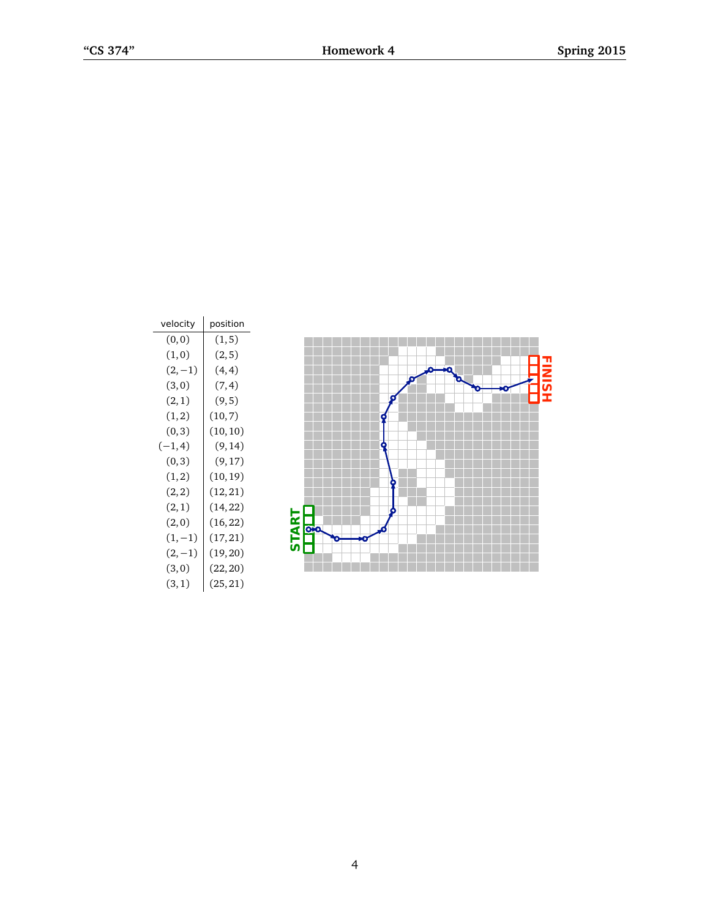| velocity | position |
| --- | --- |
| $(0,0)$ | $(1,5)$ |
| $(1,0)$ | $(2,5)$ |
| $(2,-1)$ | $(4,4)$ |
| $(3,0)$ | $(7,4)$ |
| $(2,1)$ | $(9,5)$ |
| $(1,2)$ | $(10,7)$ |
| $(0,3)$ | $(10,10)$ |
| $(-1,4)$ | $(9,14)$ |
| $(0,3)$ | $(9,17)$ |
| $(1,2)$ | $(10,19)$ |
| $(2,2)$ | $(12,21)$ |
| $(2,1)$ | $(14,22)$ |
| $(2,0)$ | $(16,22)$ |
| $(1,-1)$ | $(17,21)$ |
| $(2,-1)$ | $(19,20)$ |
| $(3,0)$ | $(22,20)$ |
| $(3,1)$ | $(25,21)$ |

START

FINISH